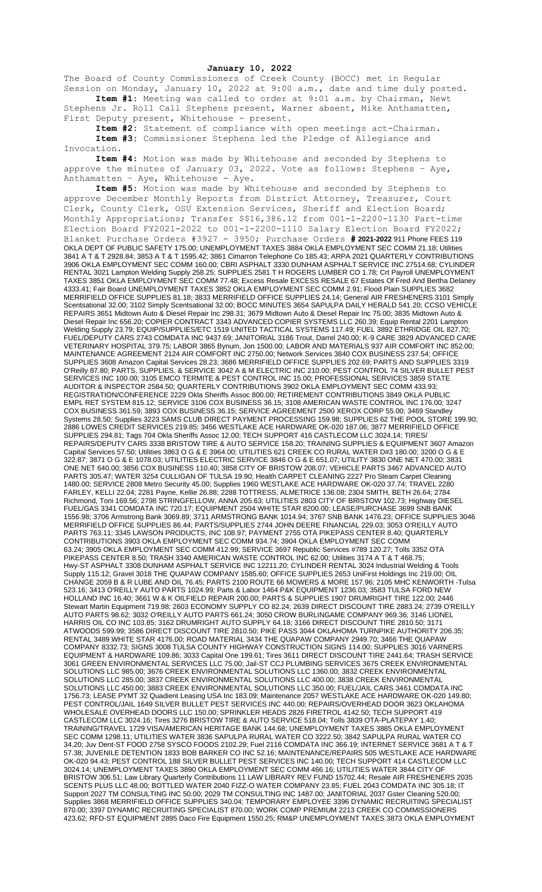**January 10, 2022**

The Board of County Commissioners of Creek County (BOCC) met in Regular Session on Monday, January 10, 2022 at 9:00 a.m., date and time duly posted.

**Item #1:** Meeting was called to order at 9:01 a.m. by Chairman, Newt Stephens Jr. Roll Call Stephens present, Warner absent, Mike Anthamatten, First Deputy present, Whitehouse - present.

**Item #2:** Statement of compliance with open meetings act-Chairman.

**Item #3:** Commissioner Stephens led the Pledge of Allegiance and Invocation.

**Item #4:** Motion was made by Whitehouse and seconded by Stephens to approve the minutes of January 03, 2022. Vote as follows: Stephens – Aye, Anthamatten – Aye, Whitehouse - Aye.

**Item #5:** Motion was made by Whitehouse and seconded by Stephens to approve December Monthly Reports from District Attorney, Treasurer, Court Clerk, County Clerk, OSU Extension Services, Sheriff and Election Board; Monthly Appropriations; Transfer $$16,386.12 from 001-1-2200-1130 Part-time Election Board FY2021-2022 to 001-1-2200-1110 Salary Election Board FY2022; Blanket Purchase Orders #3927 - 3950; Purchase Orders **# 2021-2022** 911 Phone FEES 119 OKLA DEPT OF PUBLIC SAFETY 175.00; UNEMPLOYMENT TAXES 3884 OKLA EMPLOYMENT SEC COMM 21.18; Utilities 3841 A T & T 2928.84; 3853 A T & T 1595.42; 3861 Cimarron Telephone Co 185.43; ARPA 2021 QUARTERLY CONTRIBUTIONS 3906 OKLA EMPLOYMENT SEC COMM 160.00; CBRI ASPHALT 3330 DUNHAM ASPHALT SERVICE INC 27514.68; CYLINDER RENTAL 3021 Lampton Welding Supply 258.25; SUPPLIES 2581 T H ROGERS LUMBER CO 1.78; Crt Payroll UNEMPLOYMENT TAXES 3851 OKLA EMPLOYMENT SEC COMM 77.48; Excess Resale EXCESS RESALE 67 Estates Of Fred And Bertha Delaney 4333.41; Fair Board UNEMPLOYMENT TAXES 3852 OKLA EMPLOYMENT SEC COMM 2.91; Flood Plain SUPPLIES 3682 MERRIFIELD OFFICE SUPPLIES 81.18; 3833 MERRIFIELD OFFICE SUPPLIES 24.14; General AIR FRESHENERS 3101 Simply Scentsational 32.00; 3102 Simply Scentsational 32.00; BOCC MINUTES 3654 SAPULPA DAILY HERALD 541.20; CCSO VEHICLE REPAIRS 3651 Midtown Auto & Diesel Repair Inc 298.31; 3679 Midtown Auto & Diesel Repair Inc 75.00; 3835 Midtown Auto & Diesel Repair Inc 656.20; COPIER CONTRACT 3343 ADVANCED COPIER SYSTEMS LLC 260.39; Equip Rental 2201 Lampton Welding Supply 23.79; EQUIP/SUPPLIES/ETC 1519 UNITED TACTICAL SYSTEMS 117.49; FUEL 3892 ETHRIDGE OIL 827.70; FUEL/DEPUTY CARS 2743 COMDATA INC 9437.69; JANITORIAL 3186 Trout, Darrel 240.00; K-9 CARE 3829 ADVANCED CARE VETERINARY HOSPITAL 379.75; LABOR 3865 Bynum, Jon 1500.00; LABOR AND MATERIALS 937 AIR COMFORT INC 852.00; MAINTENANCE AGREEMENT 2124 AIR COMFORT INC 2750.00; Network Services 3840 COX BUSINESS 237.54; OFFICE SUPPLIES 3608 Amazon Capital Services 28.23; 3686 MERRIFIELD OFFICE SUPPLIES 202.69; PARTS AND SUPPLIES 3319 O'Reilly 87.80; PARTS, SUPPLIES, & SERVICE 3042 A & M ELECTRIC INC 210.00; PEST CONTROL 74 SILVER BULLET PEST SERVICES INC 100.00; 3105 EMCO TERMITE & PEST CONTROL INC 15.00; PROFESSIONAL SERVICES 3859 STATE AUDITOR & INSPECTOR 2584.50; QUARTERLY CONTRIBUTIONS 3902 OKLA EMPLOYMENT SEC COMM 433.93; REGISTRATION/CONFERENCE 2229 Okla Sheriffs Assoc 800.00; RETIREMENT CONTRIBUTIONS 3849 OKLA PUBLIC EMPL RET SYSTEM 815.12; SERVICE 3106 COX BUSINESS 36.15; 3108 AMERICAN WASTE CONTROL INC 176.00; 3247 COX BUSINESS 361.59; 3893 COX BUSINESS 36.15; SERVICE AGREEMENT 2500 XEROX CORP 55.00; 3469 Standley Systems 28.50; Supplies 3223 SAMS CLUB DIRECT PAYMENT PROCESSING 159.98; SUPPLIES 62 THE POOL STORE 199.90; 2886 LOWES CREDIT SERVICES 219.85; 3456 WESTLAKE ACE HARDWARE OK-020 187.06; 3877 MERRIFIELD OFFICE SUPPLIES 294.81; Tags 704 Okla Sheriffs Assoc 12.00; TECH SUPPORT 416 CASTLECOM LLC 3024.14; TIRES/REPAIRS/DEPUTY CARS 3338 BRISTOW TIRE & AUTO SERVICE 158.20; TRAINING SUPPLIES & EQUIPMENT 3607 Amazon Capital Services 57.50; Utilities 3863 O G & E 3964.00; UTILITIES 621 CREEK CO RURAL WATER D#3 180.00; 3200 O G & E 322.87; 3871 O G & E 1078.03; UTILITIES ELECTRIC SERVICE 3846 O G & E 651.07; UTILITY 3830 ONE NET 470.00; 3831 ONE NET 640.00; 3856 COX BUSINESS 110.40; 3858 CITY OF BRISTOW 208.07; VEHICLE PARTS 3467 ADVANCED AUTO PARTS 305.47; WATER 3254 CULLIGAN OF TULSA 19.90; Health CARPET CLEANING 2227 Pro Steam Carpet Cleaning 1480.00; SERVICE 2808 Metro Security 45.00; Supplies 1960 WESTLAKE ACE HARDWARE OK-020 37.74; TRAVEL 2280 FARLEY, KELLI 22.04; 2281 Payne, Kellie 26.88; 2288 TOTTRESS, ALMETRICE 136.08; 2304 SMITH, BETH 26.64; 2784 Richmond, Toni 169.56; 2798 STRINGFELLOW, ANNA 205.63; UTILITIES 2803 CITY OF BRISTOW 102.73; Highway DIESEL FUEL/GAS 3341 COMDATA INC 720.17; EQUIPMENT 2504 WHITE STAR 8200.00; LEASE/PURCHASE 3699 SNB BANK 1556.98; 3706 Armstrong Bank 3069.89; 3711 ARMSTRONG BANK 1014.94; 3767 SNB BANK 1476.23; OFFICE SUPPLIES 3046 MERRIFIELD OFFICE SUPPLIES 86.44; PARTS/SUPPLIES 2744 JOHN DEERE FINANCIAL 229.03; 3053 O'REILLY AUTO PARTS 763.11; 3345 LAWSON PRODUCTS, INC 108.97; PAYMENT 2755 OTA PIKEPASS CENTER 8.40; QUARTERLY CONTRIBUTIONS 3903 OKLA EMPLOYMENT SEC COMM 934.74; 3904 OKLA EMPLOYMENT SEC COMM 63.24; 3905 OKLA EMPLOYMENT SEC COMM 412.99; SERVICE 3697 Republic Services #789 120.27; Tolls 3352 OTA PIKEPASS CENTER 8.50; TRASH 3340 AMERICAN WASTE CONTROL INC 62.00; Utilities 3174 A T & T 468.75; Hwy-ST ASPHALT 3308 DUNHAM ASPHALT SERVICE INC 12211.20; CYLINDER RENTAL 3024 Industrial Welding & Tools Supply 115.12; Gravel 3018 THE QUAPAW COMPANY 1585.60; OFFICE SUPPLIES 2653 UniFirst Holdings Inc 219.00; OIL CHANGE 2059 B & R LUBE AND OIL 76.45; PARTS 2100 ROUTE 66 MOWERS & MORE 157.96; 2105 MHC KENWORTH -Tulsa 523.16; 3413 O'REILLY AUTO PARTS 1024.99; Parts & Labor 1464 P&K EQUIPMENT 1236.03; 3583 TULSA FORD NEW HOLLAND INC 16.40; 3661 W & K OILFIELD REPAIR 200.00; PARTS & SUPPLIES 1907 DRUMRIGHT TIRE 122.00; 2446 Stewart Martin Equipment 719.98; 2603 ECONOMY SUPPLY CO 82.24; 2639 DIRECT DISCOUNT TIRE 2883.24; 2739 O'REILLY AUTO PARTS 98.62; 3032 O'REILLY AUTO PARTS 661.24; 3050 CROW BURLINGAME COMPANY 969.36; 3146 LIONEL HARRIS OIL CO INC 103.85; 3162 DRUMRIGHT AUTO SUPPLY 64.18; 3166 DIRECT DISCOUNT TIRE 2810.50; 3171 ATWOODS 599.99; 3586 DIRECT DISCOUNT TIRE 2810.50; PIKE PASS 3044 OKLAHOMA TURNPIKE AUTHORITY 206.35; RENTAL 3489 WHITE STAR 4176.00; ROAD MATERIAL 3434 THE QUAPAW COMPANY 2949.70; 3466 THE QUAPAW COMPANY 8332.73; SIGNS 3008 TULSA COUNTY HIGHWAY CONSTRUCTION SIGNS 114.00; SUPPLIES 3016 VARNERS EQUIPMENT & HARDWARE 109.86; 3033 Capital One 199.61; Tires 3611 DIRECT DISCOUNT TIRE 2441.64; TRASH SERVICE 3061 GREEN ENVIRONMENTAL SERVICES LLC 75.00; Jail-ST CCJ PLUMBING SERVICES 3675 CREEK ENVIRONMENTAL SOLUTIONS LLC 985.00; 3676 CREEK ENVIRONMENTAL SOLUTIONS LLC 1360.00; 3832 CREEK ENVIRONMENTAL SOLUTIONS LLC 285.00; 3837 CREEK ENVIRONMENTAL SOLUTIONS LLC 400.00; 3838 CREEK ENVIRONMENTAL SOLUTIONS LLC 450.00; 3883 CREEK ENVIRONMENTAL SOLUTIONS LLC 350.00; FUEL/JAIL CARS 3461 COMDATA INC 1756.73; LEASE PYMT 32 Quadient Leasing USA Inc 183.09; Maintenance 2057 WESTLAKE ACE HARDWARE OK-020 149.80; PEST CONTROL/JAIL 1649 SILVER BULLET PEST SERVICES INC 440.00; REPAIRS/OVERHEAD DOOR 3623 OKLAHOMA WHOLESALE OVERHEAD DOORS LLC 150.00; SPRINKLER HEADS 2826 FIRETROL 4142.50; TECH SUPPORT 419 CASTLECOM LLC 3024.16; Tires 3276 BRISTOW TIRE & AUTO SERVICE 518.04; Tolls 3839 OTA-PLATEPAY 1.40; TRAINING/TRAVEL 1729 VISA/AMERICAN HERITAGE BANK 144.68; UNEMPLOYMENT TAXES 3885 OKLA EMPLOYMENT SEC COMM 1298.11; UTILITIES WATER 3836 SAPULPA RURAL WATER CO 3222.50; 3842 SAPULPA RURAL WATER CO 34.20; Juv Dent-ST FOOD 2758 SYSCO FOODS 2102.29; Fuel 2116 COMDATA INC 366.19; INTERNET SERVICE 3681 A T & T 57.38; JUVENILE DETENTION 1833 BOB BARKER CO INC 52.16; MAINTENANCE/REPAIRS 505 WESTLAKE ACE HARDWARE OK-020 94.43; PEST CONTROL 188 SILVER BULLET PEST SERVICES INC 140.00; TECH SUPPORT 414 CASTLECOM LLC 3024.14; UNEMPLOYMENT TAXES 3890 OKLA EMPLOYMENT SEC COMM 466.16; UTILITIES WATER 3844 CITY OF BRISTOW 306.51; Law Library Quarterly Contributions 11 LAW LIBRARY REV FUND 15702.44; Resale AIR FRESHENERS 2035 SCENTS PLUS LLC 48.00; BOTTLED WATER 2040 FIZZ-O WATER COMPANY 23.85; FUEL 2043 COMDATA INC 305.18; IT Support 2027 TM CONSULTING INC 50.00; 2029 TM CONSULTING INC 1487.00; JANITORIAL 2037 Gster Cleaning 520.00; Supplies 3868 MERRIFIELD OFFICE SUPPLIES 340.04; TEMPORARY EMPLOYEE 3396 DYNAMIC RECRUITING SPECIALIST 870.00; 3397 DYNAMIC RECRUITING SPECIALIST 870.00; WORK COMP PREMIUM 2213 CREEK CO COMMISSIONERS 423.62; RFD-ST EQUIPMENT 2895 Daco Fire Equipment 1550.25; RM&P UNEMPLOYMENT TAXES 3873 OKLA EMPLOYMENT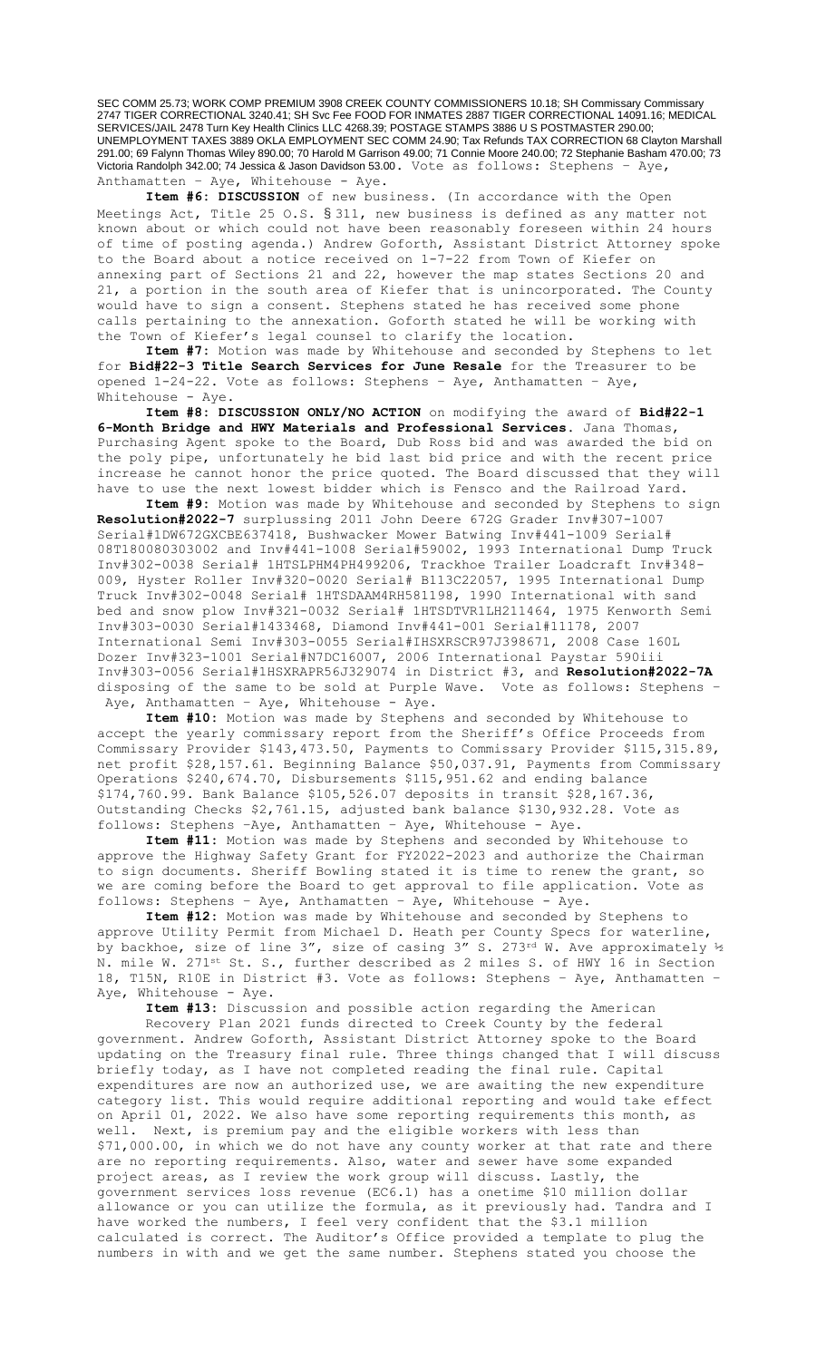SEC COMM 25.73; WORK COMP PREMIUM 3908 CREEK COUNTY COMMISSIONERS 10.18; SH Commissary Commissary 2747 TIGER CORRECTIONAL 3240.41; SH Svc Fee FOOD FOR INMATES 2887 TIGER CORRECTIONAL 14091.16; MEDICAL SERVICES/JAIL 2478 Turn Key Health Clinics LLC 4268.39; POSTAGE STAMPS 3886 U S POSTMASTER 290.00; UNEMPLOYMENT TAXES 3889 OKLA EMPLOYMENT SEC COMM 24.90; Tax Refunds TAX CORRECTION 68 Clayton Marshall 291.00; 69 Falynn Thomas Wiley 890.00; 70 Harold M Garrison 49.00; 71 Connie Moore 240.00; 72 Stephanie Basham 470.00; 73 Victoria Randolph 342.00; 74 Jessica & Jason Davidson 53.00. Vote as follows: Stephens – Aye, Anthamatten – Aye, Whitehouse - Aye.

**Item #6: DISCUSSION** of new business. (In accordance with the Open Meetings Act, Title 25 O.S. § 311, new business is defined as any matter not known about or which could not have been reasonably foreseen within 24 hours of time of posting agenda.) Andrew Goforth, Assistant District Attorney spoke to the Board about a notice received on 1-7-22 from Town of Kiefer on annexing part of Sections 21 and 22, however the map states Sections 20 and 21, a portion in the south area of Kiefer that is unincorporated. The County would have to sign a consent. Stephens stated he has received some phone calls pertaining to the annexation. Goforth stated he will be working with the Town of Kiefer's legal counsel to clarify the location.

**Item #7:** Motion was made by Whitehouse and seconded by Stephens to let for **Bid#22-3 Title Search Services for June Resale** for the Treasurer to be opened 1-24-22. Vote as follows: Stephens – Aye, Anthamatten – Aye, Whitehouse - Aye.

**Item #8: DISCUSSION ONLY/NO ACTION** on modifying the award of **Bid#22-1 6-Month Bridge and HWY Materials and Professional Services.** Jana Thomas, Purchasing Agent spoke to the Board, Dub Ross bid and was awarded the bid on the poly pipe, unfortunately he bid last bid price and with the recent price increase he cannot honor the price quoted. The Board discussed that they will have to use the next lowest bidder which is Fensco and the Railroad Yard.

**Item #9:** Motion was made by Whitehouse and seconded by Stephens to sign **Resolution#2022-7** surplussing 2011 John Deere 672G Grader Inv#307-1007 Serial#1DW672GXCBE637418, Bushwacker Mower Batwing Inv#441-1009 Serial# 08T180080303002 and Inv#441-1008 Serial#59002, 1993 International Dump Truck Inv#302-0038 Serial# 1HTSLPHM4PH499206, Trackhoe Trailer Loadcraft Inv#348-009, Hyster Roller Inv#320-0020 Serial# B113C22057, 1995 International Dump Truck Inv#302-0048 Serial# 1HTSDAAM4RH581198, 1990 International with sand bed and snow plow Inv#321-0032 Serial# 1HTSDTVR1LH211464, 1975 Kenworth Semi Inv#303-0030 Serial#1433468, Diamond Inv#441-001 Serial#11178, 2007 International Semi Inv#303-0055 Serial#IHSXRSCR97J398671, 2008 Case 160L Dozer Inv#323-1001 Serial#N7DC16007, 2006 International Paystar 590iii Inv#303-0056 Serial#1HSXRAPR56J329074 in District #3, and **Resolution#2022-7A** disposing of the same to be sold at Purple Wave. Vote as follows: Stephens – Aye, Anthamatten – Aye, Whitehouse - Aye.

**Item #10:** Motion was made by Stephens and seconded by Whitehouse to accept the yearly commissary report from the Sheriff's Office Proceeds from Commissary Provider $143,473.50, Payments to Commissary Provider $115,315.89, net profit $28,157.61. Beginning Balance $50,037.91, Payments from Commissary Operations $240,674.70, Disbursements $115,951.62 and ending balance $174,760.99. Bank Balance $105,526.07 deposits in transit $28,167.36, Outstanding Checks $2,761.15, adjusted bank balance $130,932.28. Vote as follows: Stephens –Aye, Anthamatten – Aye, Whitehouse - Aye.

**Item #11:** Motion was made by Stephens and seconded by Whitehouse to approve the Highway Safety Grant for FY2022-2023 and authorize the Chairman to sign documents. Sheriff Bowling stated it is time to renew the grant, so we are coming before the Board to get approval to file application. Vote as follows: Stephens – Aye, Anthamatten – Aye, Whitehouse - Aye.

**Item #12:** Motion was made by Whitehouse and seconded by Stephens to approve Utility Permit from Michael D. Heath per County Specs for waterline, by backhoe, size of line 3", size of casing 3" S. 273rd W. Ave approximately ½ N. mile W. 271st St. S., further described as 2 miles S. of HWY 16 in Section 18, T15N, R10E in District #3. Vote as follows: Stephens – Aye, Anthamatten – Aye, Whitehouse - Aye.

**Item #13:** Discussion and possible action regarding the American Recovery Plan 2021 funds directed to Creek County by the federal government. Andrew Goforth, Assistant District Attorney spoke to the Board updating on the Treasury final rule. Three things changed that I will discuss briefly today, as I have not completed reading the final rule. Capital expenditures are now an authorized use, we are awaiting the new expenditure category list. This would require additional reporting and would take effect on April 01, 2022. We also have some reporting requirements this month, as well. Next, is premium pay and the eligible workers with less than $71,000.00, in which we do not have any county worker at that rate and there are no reporting requirements. Also, water and sewer have some expanded project areas, as I review the work group will discuss. Lastly, the government services loss revenue (EC6.1) has a onetime $10 million dollar allowance or you can utilize the formula, as it previously had. Tandra and I have worked the numbers, I feel very confident that the $3.1 million calculated is correct. The Auditor's Office provided a template to plug the numbers in with and we get the same number. Stephens stated you choose the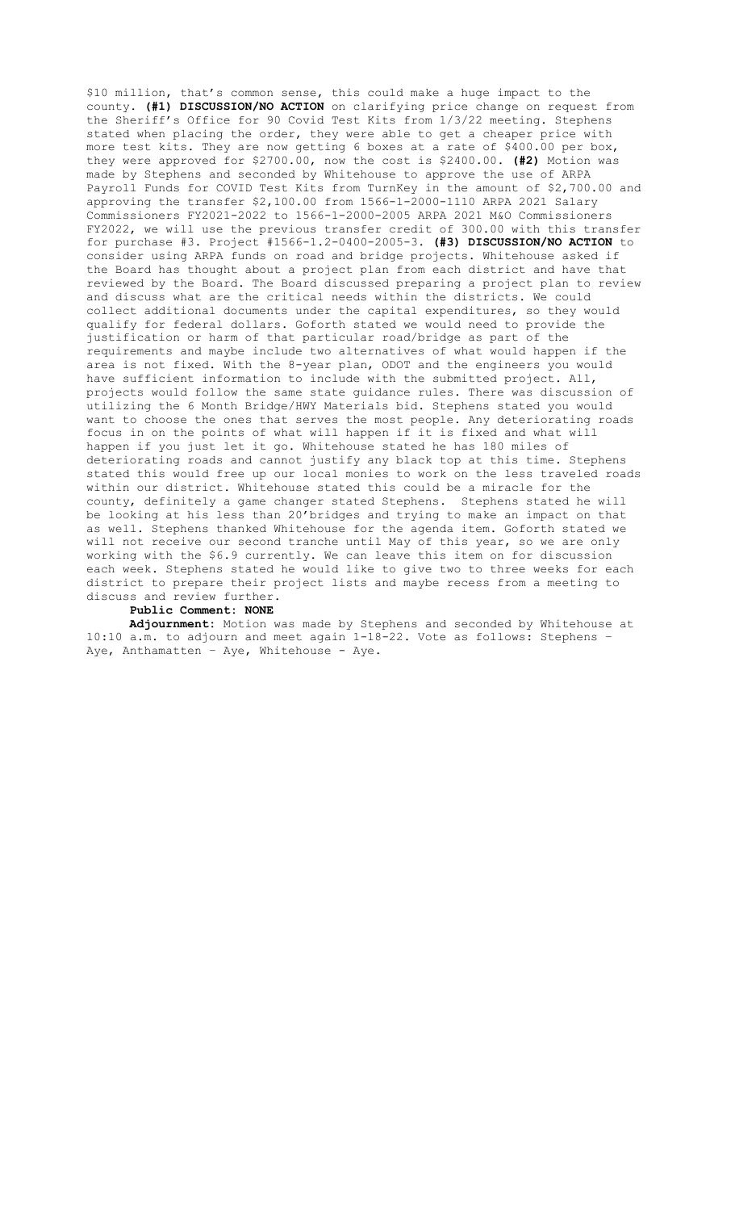$10 million, that's common sense, this could make a huge impact to the county. **(#1) DISCUSSION/NO ACTION** on clarifying price change on request from the Sheriff's Office for 90 Covid Test Kits from 1/3/22 meeting. Stephens stated when placing the order, they were able to get a cheaper price with more test kits. They are now getting 6 boxes at a rate of $400.00 per box, they were approved for $2700.00, now the cost is $2400.00. **(#2)** Motion was made by Stephens and seconded by Whitehouse to approve the use of ARPA Payroll Funds for COVID Test Kits from TurnKey in the amount of $2,700.00 and approving the transfer $2,100.00 from 1566-1-2000-1110 ARPA 2021 Salary Commissioners FY2021-2022 to 1566-1-2000-2005 ARPA 2021 M&O Commissioners FY2022, we will use the previous transfer credit of 300.00 with this transfer for purchase #3. Project #1566-1.2-0400-2005-3. **(#3) DISCUSSION/NO ACTION** to consider using ARPA funds on road and bridge projects. Whitehouse asked if the Board has thought about a project plan from each district and have that reviewed by the Board. The Board discussed preparing a project plan to review and discuss what are the critical needs within the districts. We could collect additional documents under the capital expenditures, so they would qualify for federal dollars. Goforth stated we would need to provide the justification or harm of that particular road/bridge as part of the requirements and maybe include two alternatives of what would happen if the area is not fixed. With the 8-year plan, ODOT and the engineers you would have sufficient information to include with the submitted project. All, projects would follow the same state guidance rules. There was discussion of utilizing the 6 Month Bridge/HWY Materials bid. Stephens stated you would want to choose the ones that serves the most people. Any deteriorating roads focus in on the points of what will happen if it is fixed and what will happen if you just let it go. Whitehouse stated he has 180 miles of deteriorating roads and cannot justify any black top at this time. Stephens stated this would free up our local monies to work on the less traveled roads within our district. Whitehouse stated this could be a miracle for the county, definitely a game changer stated Stephens. Stephens stated he will be looking at his less than 20'bridges and trying to make an impact on that as well. Stephens thanked Whitehouse for the agenda item. Goforth stated we will not receive our second tranche until May of this year, so we are only working with the $6.9 currently. We can leave this item on for discussion each week. Stephens stated he would like to give two to three weeks for each district to prepare their project lists and maybe recess from a meeting to discuss and review further.

**Public Comment: NONE**

**Adjournment:** Motion was made by Stephens and seconded by Whitehouse at 10:10 a.m. to adjourn and meet again 1-18-22. Vote as follows: Stephens – Aye, Anthamatten – Aye, Whitehouse - Aye.